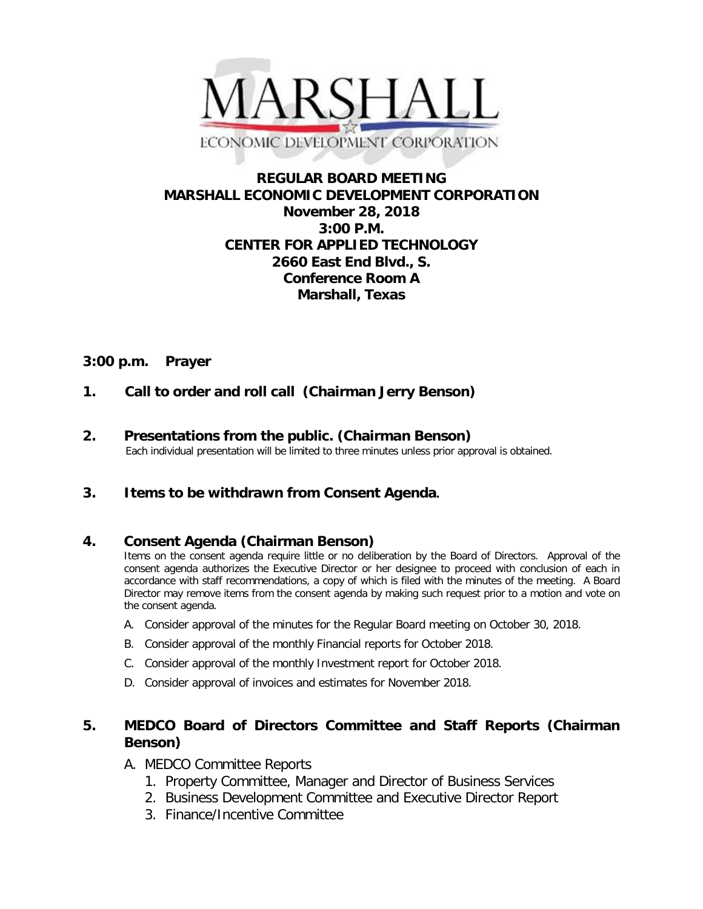MARSHALL
ECONOMIC DEVELOPMENT CORPORATION

# REGULAR BOARD MEETING
# MARSHALL ECONOMIC DEVELOPMENT CORPORATION

**November 28, 2018**
**3:00 P.M.**
**CENTER FOR APPLIED TECHNOLOGY**
**2660 East End Blvd., S.**
**Conference Room A**
**Marshall, Texas**

**3:00 p.m. Prayer**

**1. Call to order and roll call (Chairman Jerry Benson)**

**2. Presentations from the public. (Chairman Benson)**

Each individual presentation will be limited to three minutes unless prior approval is obtained.

**3. Items to be withdrawn from Consent Agenda.**

**4. Consent Agenda (Chairman Benson)**

Items on the consent agenda require little or no deliberation by the Board of Directors. Approval of the consent agenda authorizes the Executive Director or her designee to proceed with conclusion of each in accordance with staff recommendations, a copy of which is filed with the minutes of the meeting. A Board Director may remove items from the consent agenda by making such request prior to a motion and vote on the consent agenda.

A. Consider approval of the minutes for the Regular Board meeting on October 30, 2018.

B. Consider approval of the monthly Financial reports for October 2018.

C. Consider approval of the monthly Investment report for October 2018.

D. Consider approval of invoices and estimates for November 2018.

**5. MEDCO Board of Directors Committee and Staff Reports (Chairman Benson)**

A. MEDCO Committee Reports

1. Property Committee, Manager and Director of Business Services
2. Business Development Committee and Executive Director Report
3. Finance/Incentive Committee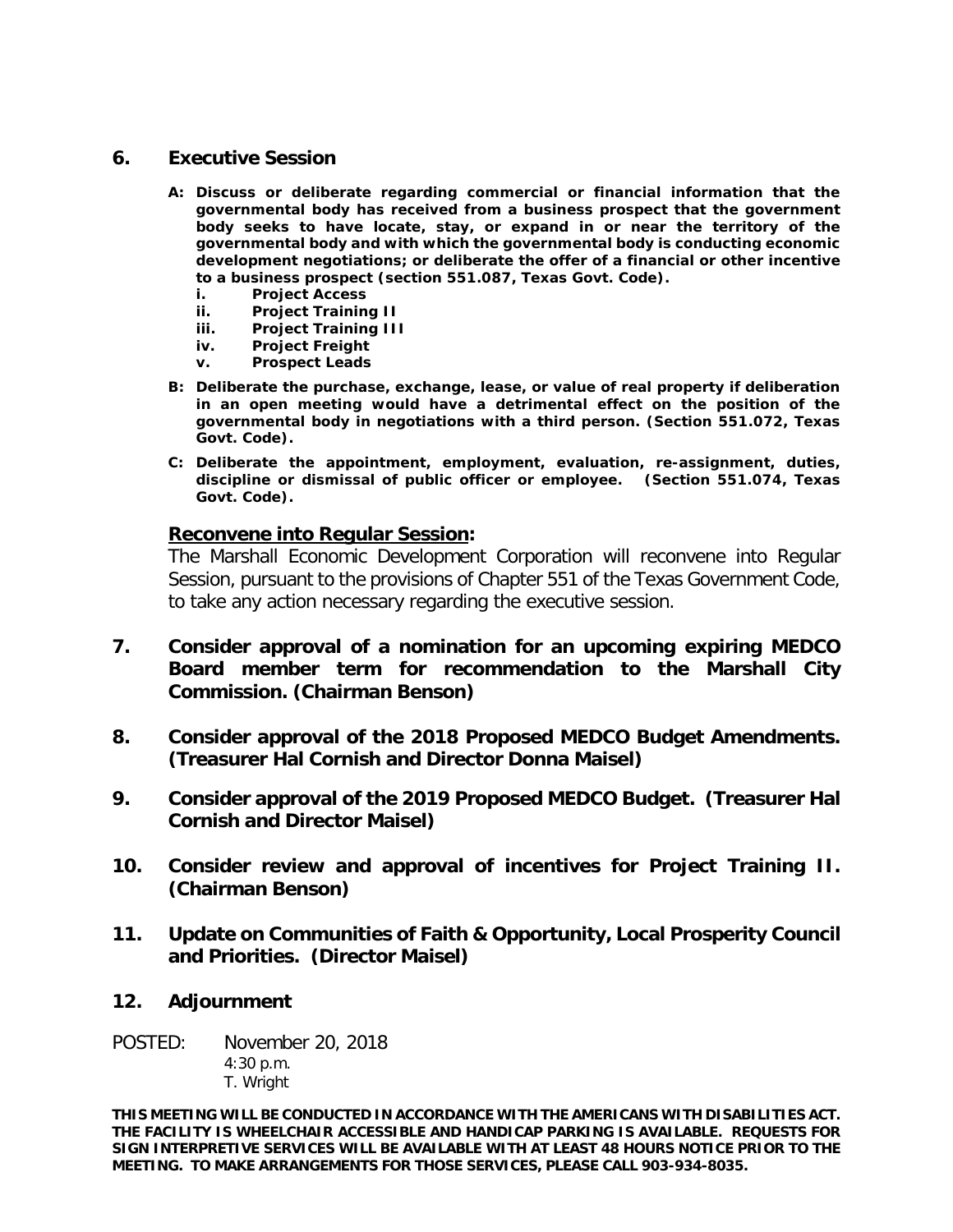## 6. Executive Session

**A: Discuss or deliberate regarding commercial or financial information that the governmental body has received from a business prospect that the government body seeks to have locate, stay, or expand in or near the territory of the governmental body and with which the governmental body is conducting economic development negotiations; or deliberate the offer of a financial or other incentive to a business prospect (section 551.087, Texas Govt. Code).**

- **i. Project Access**
- **ii. Project Training II**
- **iii. Project Training III**
- **iv. Project Freight**
- **v. Prospect Leads**

**B: Deliberate the purchase, exchange, lease, or value of real property if deliberation in an open meeting would have a detrimental effect on the position of the governmental body in negotiations with a third person. (Section 551.072, Texas Govt. Code).**

**C: Deliberate the appointment, employment, evaluation, re-assignment, duties, discipline or dismissal of public officer or employee. (Section 551.074, Texas Govt. Code).**

**Reconvene into Regular Session:**

The Marshall Economic Development Corporation will reconvene into Regular Session, pursuant to the provisions of Chapter 551 of the Texas Government Code, to take any action necessary regarding the executive session.

## 7. Consider approval of a nomination for an upcoming expiring MEDCO Board member term for recommendation to the Marshall City Commission. (Chairman Benson)

## 8. Consider approval of the 2018 Proposed MEDCO Budget Amendments. (Treasurer Hal Cornish and Director Donna Maisel)

## 9. Consider approval of the 2019 Proposed MEDCO Budget. (Treasurer Hal Cornish and Director Maisel)

## 10. Consider review and approval of incentives for Project Training II. (Chairman Benson)

## 11. Update on Communities of Faith & Opportunity, Local Prosperity Council and Priorities. (Director Maisel)

## 12. Adjournment

POSTED: November 20, 2018
4:30 p.m.
T. Wright

**THIS MEETING WILL BE CONDUCTED IN ACCORDANCE WITH THE AMERICANS WITH DISABILITIES ACT. THE FACILITY IS WHEELCHAIR ACCESSIBLE AND HANDICAP PARKING IS AVAILABLE. REQUESTS FOR SIGN INTERPRETIVE SERVICES WILL BE AVAILABLE WITH AT LEAST 48 HOURS NOTICE PRIOR TO THE MEETING. TO MAKE ARRANGEMENTS FOR THOSE SERVICES, PLEASE CALL 903-934-8035.**